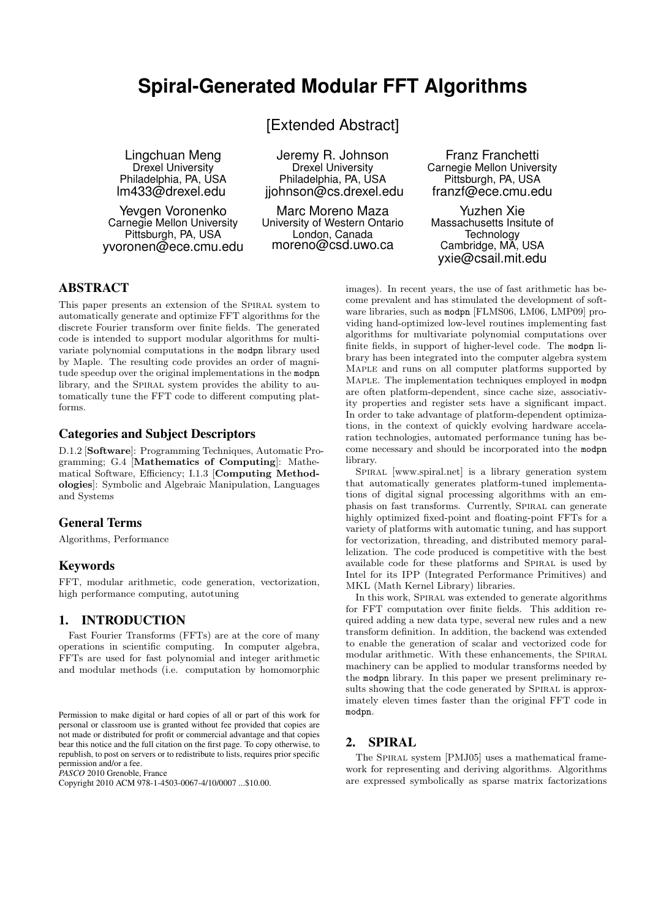# Spiral-Generated Modular FFT Algorithms

[Extended Abstract]

Lingchuan Meng
Drexel University
Philadelphia, PA, USA
lm433@drexel.edu

Jeremy R. Johnson
Drexel University
Philadelphia, PA, USA
jjohnson@cs.drexel.edu

Franz Franchetti
Carnegie Mellon University
Pittsburgh, PA, USA
franzf@ece.cmu.edu

Yevgen Voronenko
Carnegie Mellon University
Pittsburgh, PA, USA
yvoronen@ece.cmu.edu

Marc Moreno Maza
University of Western Ontario
London, Canada
moreno@csd.uwo.ca

Yuzhen Xie
Massachusetts Insitute of Technology
Cambridge, MA, USA
yxie@csail.mit.edu

## ABSTRACT

This paper presents an extension of the SPIRAL system to automatically generate and optimize FFT algorithms for the discrete Fourier transform over finite fields. The generated code is intended to support modular algorithms for multivariate polynomial computations in the modpn library used by Maple. The resulting code provides an order of magnitude speedup over the original implementations in the modpn library, and the SPIRAL system provides the ability to automatically tune the FFT code to different computing platforms.

## Categories and Subject Descriptors

D.1.2 [**Software**]: Programming Techniques, Automatic Programming; G.4 [**Mathematics of Computing**]: Mathematical Software, Efficiency; I.1.3 [**Computing Methodologies**]: Symbolic and Algebraic Manipulation, Languages and Systems

## General Terms

Algorithms, Performance

## Keywords

FFT, modular arithmetic, code generation, vectorization, high performance computing, autotuning

## 1. INTRODUCTION

Fast Fourier Transforms (FFTs) are at the core of many operations in scientific computing. In computer algebra, FFTs are used for fast polynomial and integer arithmetic and modular methods (i.e. computation by homomorphic images). In recent years, the use of fast arithmetic has become prevalent and has stimulated the development of software libraries, such as modpn [FLMS06, LM06, LMP09] providing hand-optimized low-level routines implementing fast algorithms for multivariate polynomial computations over finite fields, in support of higher-level code. The modpn library has been integrated into the computer algebra system MAPLE and runs on all computer platforms supported by MAPLE. The implementation techniques employed in modpn are often platform-dependent, since cache size, associativity properties and register sets have a significant impact. In order to take advantage of platform-dependent optimizations, in the context of quickly evolving hardware accelaration technologies, automated performance tuning has become necessary and should be incorporated into the modpn library.

SPIRAL [www.spiral.net] is a library generation system that automatically generates platform-tuned implementations of digital signal processing algorithms with an emphasis on fast transforms. Currently, SPIRAL can generate highly optimized fixed-point and floating-point FFTs for a variety of platforms with automatic tuning, and has support for vectorization, threading, and distributed memory parallelization. The code produced is competitive with the best available code for these platforms and SPIRAL is used by Intel for its IPP (Integrated Performance Primitives) and MKL (Math Kernel Library) libraries.

In this work, SPIRAL was extended to generate algorithms for FFT computation over finite fields. This addition required adding a new data type, several new rules and a new transform definition. In addition, the backend was extended to enable the generation of scalar and vectorized code for modular arithmetic. With these enhancements, the SPIRAL machinery can be applied to modular transforms needed by the modpn library. In this paper we present preliminary results showing that the code generated by SPIRAL is approximately eleven times faster than the original FFT code in modpn.

## 2. SPIRAL

The SPIRAL system [PMJ05] uses a mathematical framework for representing and deriving algorithms. Algorithms are expressed symbolically as sparse matrix factorizations

Permission to make digital or hard copies of all or part of this work for personal or classroom use is granted without fee provided that copies are not made or distributed for profit or commercial advantage and that copies bear this notice and the full citation on the first page. To copy otherwise, to republish, to post on servers or to redistribute to lists, requires prior specific permission and/or a fee.
*PASCO* 2010 Grenoble, France
Copyright 2010 ACM 978-1-4503-0067-4/10/0007 ...$10.00.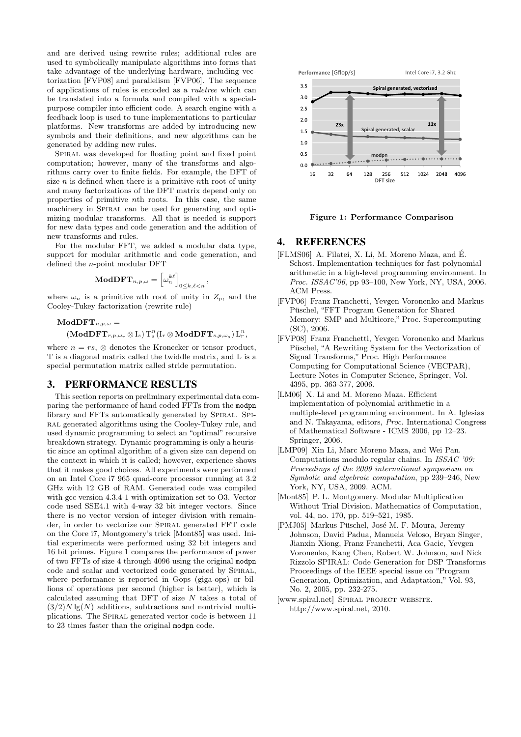and are derived using rewrite rules; additional rules are used to symbolically manipulate algorithms into forms that take advantage of the underlying hardware, including vectorization [FVP08] and parallelism [FVP06]. The sequence of applications of rules is encoded as a *ruletree* which can be translated into a formula and compiled with a special-purpose compiler into efficient code. A search engine with a feedback loop is used to tune implementations to particular platforms. New transforms are added by introducing new symbols and their definitions, and new algorithms can be generated by adding new rules.

SPIRAL was developed for floating point and fixed point computation; however, many of the transforms and algorithms carry over to finite fields. For example, the DFT of size $n$ is defined when there is a primitive $n$th root of unity and many factorizations of the DFT matrix depend only on properties of primitive $n$th roots. In this case, the same machinery in SPIRAL can be used for generating and optimizing modular transforms. All that is needed is support for new data types and code generation and the addition of new transforms and rules.

For the modular FFT, we added a modular data type, support for modular arithmetic and code generation, and defined the $n$-point modular DFT

$$\mathbf{ModDFT}_{n,p,\omega} = \left[\omega_n^{k\ell}\right]_{0 \le k,\ell < n},$$

where $\omega_n$ is a primitive $n$th root of unity in $Z_p$, and the Cooley-Tukey factorization (rewrite rule)

$$\mathbf{ModDFT}_{n,p,\omega} = (\mathbf{ModDFT}_{r,p,\omega_r} \otimes \mathrm{I}_s)\, \mathrm{T}_s^n (\mathrm{I}_r \otimes \mathbf{ModDFT}_{s,p,\omega_s})\, \mathrm{L}_r^n,$$

where $n = rs$, $\otimes$ denotes the Kronecker or tensor product, T is a diagonal matrix called the twiddle matrix, and L is a special permutation matrix called stride permutation.

## 3. PERFORMANCE RESULTS

This section reports on preliminary experimental data comparing the performance of hand coded FFTs from the modpn library and FFTs automatically generated by SPIRAL. SPIRAL generated algorithms using the Cooley-Tukey rule, and used dynamic programming to select an "optimal" recursive breakdown strategy. Dynamic programming is only a heuristic since an optimal algorithm of a given size can depend on the context in which it is called; however, experience shows that it makes good choices. All experiments were performed on an Intel Core i7 965 quad-core processor running at 3.2 GHz with 12 GB of RAM. Generated code was compiled with gcc version 4.3.4-1 with optimization set to O3. Vector code used SSE4.1 with 4-way 32 bit integer vectors. Since there is no vector version of integer division with remainder, in order to vectorize our SPIRAL generated FFT code on the Core i7, Montgomery's trick [Mont85] was used. Initial experiments were performed using 32 bit integers and 16 bit primes. Figure 1 compares the performance of power of two FFTs of size 4 through 4096 using the original modpn code and scalar and vectorized code generated by SPIRAL, where performance is reported in Gops (giga-ops) or billions of operations per second (higher is better), which is calculated assuming that DFT of size $N$ takes a total of $(3/2)N\lg(N)$ additions, subtractions and nontrivial multiplications. The SPIRAL generated vector code is between 11 to 23 times faster than the original modpn code.

**Performance** [Gflop/s]

Intel Core i7, 3.2 Ghz

3.5
3.0
2.5
2.0
1.5
1.0
0.5
0.0

Spiral generated, vectorized

23x

11x

Spiral generated, scalar

modpn

16 32 64 128 256 512 1024 2048 4096

DFT size

**Figure 1: Performance Comparison**

## 4. REFERENCES

[FLMS06] A. Filatei, X. Li, M. Moreno Maza, and É. Schost. Implementation techniques for fast polynomial arithmetic in a high-level programming environment. In *Proc. ISSAC'06*, pp 93–100, New York, NY, USA, 2006. ACM Press.

[FVP06] Franz Franchetti, Yevgen Voronenko and Markus Püschel, "FFT Program Generation for Shared Memory: SMP and Multicore," Proc. Supercomputing (SC), 2006.

[FVP08] Franz Franchetti, Yevgen Voronenko and Markus Püschel, "A Rewriting System for the Vectorization of Signal Transforms," Proc. High Performance Computing for Computational Science (VECPAR), Lecture Notes in Computer Science, Springer, Vol. 4395, pp. 363-377, 2006.

[LM06] X. Li and M. Moreno Maza. Efficient implementation of polynomial arithmetic in a multiple-level programming environment. In A. Iglesias and N. Takayama, editors, *Proc.* International Congress of Mathematical Software - ICMS 2006, pp 12–23. Springer, 2006.

[LMP09] Xin Li, Marc Moreno Maza, and Wei Pan. Computations modulo regular chains. In *ISSAC '09: Proceedings of the 2009 international symposium on Symbolic and algebraic computation*, pp 239–246, New York, NY, USA, 2009. ACM.

[Mont85] P. L. Montgomery. Modular Multiplication Without Trial Division. Mathematics of Computation, vol. 44, no. 170, pp. 519–521, 1985.

[PMJ05] Markus Püschel, José M. F. Moura, Jeremy Johnson, David Padua, Manuela Veloso, Bryan Singer, Jianxin Xiong, Franz Franchetti, Aca Gacic, Yevgen Voronenko, Kang Chen, Robert W. Johnson, and Nick Rizzolo SPIRAL: Code Generation for DSP Transforms Proceedings of the IEEE special issue on "Program Generation, Optimization, and Adaptation," Vol. 93, No. 2, 2005, pp. 232-275.

[www.spiral.net] SPIRAL PROJECT WEBSITE. http://www.spiral.net, 2010.